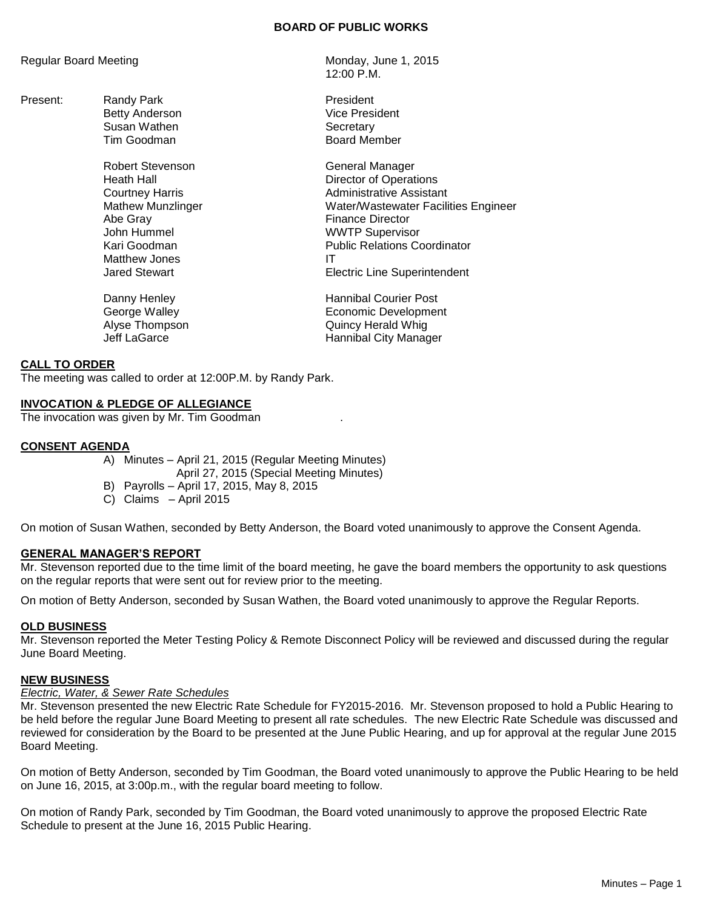# BOARD OF PUBLIC WORKS

Regular Board Meeting — Monday, June 1, 2015, 12:00 P.M.

| Present: | Name | Title |
|---|---|---|
| | Randy Park | President |
| | Betty Anderson | Vice President |
| | Susan Wathen | Secretary |
| | Tim Goodman | Board Member |
| | Robert Stevenson | General Manager |
| | Heath Hall | Director of Operations |
| | Courtney Harris | Administrative Assistant |
| | Mathew Munzlinger | Water/Wastewater Facilities Engineer |
| | Abe Gray | Finance Director |
| | John Hummel | WWTP Supervisor |
| | Kari Goodman | Public Relations Coordinator |
| | Matthew Jones | IT |
| | Jared Stewart | Electric Line Superintendent |
| | Danny Henley | Hannibal Courier Post |
| | George Walley | Economic Development |
| | Alyse Thompson | Quincy Herald Whig |
| | Jeff LaGarce | Hannibal City Manager |

## CALL TO ORDER

The meeting was called to order at 12:00P.M. by Randy Park.

## INVOCATION & PLEDGE OF ALLEGIANCE

The invocation was given by Mr. Tim Goodman .

## CONSENT AGENDA

A) Minutes – April 21, 2015 (Regular Meeting Minutes)
April 27, 2015 (Special Meeting Minutes)
B) Payrolls – April 17, 2015, May 8, 2015
C) Claims – April 2015

On motion of Susan Wathen, seconded by Betty Anderson, the Board voted unanimously to approve the Consent Agenda.

## GENERAL MANAGER'S REPORT

Mr. Stevenson reported due to the time limit of the board meeting, he gave the board members the opportunity to ask questions on the regular reports that were sent out for review prior to the meeting.

On motion of Betty Anderson, seconded by Susan Wathen, the Board voted unanimously to approve the Regular Reports.

## OLD BUSINESS

Mr. Stevenson reported the Meter Testing Policy & Remote Disconnect Policy will be reviewed and discussed during the regular June Board Meeting.

## NEW BUSINESS

*Electric, Water, & Sewer Rate Schedules*

Mr. Stevenson presented the new Electric Rate Schedule for FY2015-2016. Mr. Stevenson proposed to hold a Public Hearing to be held before the regular June Board Meeting to present all rate schedules. The new Electric Rate Schedule was discussed and reviewed for consideration by the Board to be presented at the June Public Hearing, and up for approval at the regular June 2015 Board Meeting.

On motion of Betty Anderson, seconded by Tim Goodman, the Board voted unanimously to approve the Public Hearing to be held on June 16, 2015, at 3:00p.m., with the regular board meeting to follow.

On motion of Randy Park, seconded by Tim Goodman, the Board voted unanimously to approve the proposed Electric Rate Schedule to present at the June 16, 2015 Public Hearing.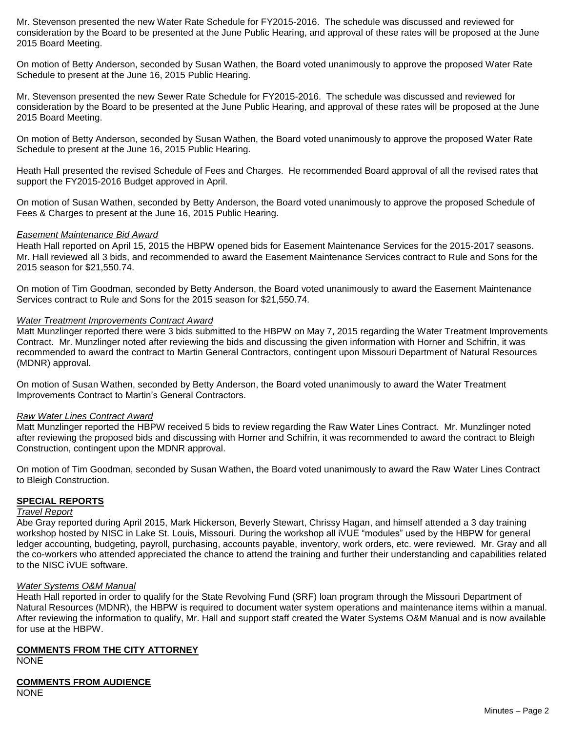Mr. Stevenson presented the new Water Rate Schedule for FY2015-2016. The schedule was discussed and reviewed for consideration by the Board to be presented at the June Public Hearing, and approval of these rates will be proposed at the June 2015 Board Meeting.

On motion of Betty Anderson, seconded by Susan Wathen, the Board voted unanimously to approve the proposed Water Rate Schedule to present at the June 16, 2015 Public Hearing.

Mr. Stevenson presented the new Sewer Rate Schedule for FY2015-2016. The schedule was discussed and reviewed for consideration by the Board to be presented at the June Public Hearing, and approval of these rates will be proposed at the June 2015 Board Meeting.

On motion of Betty Anderson, seconded by Susan Wathen, the Board voted unanimously to approve the proposed Water Rate Schedule to present at the June 16, 2015 Public Hearing.

Heath Hall presented the revised Schedule of Fees and Charges. He recommended Board approval of all the revised rates that support the FY2015-2016 Budget approved in April.

On motion of Susan Wathen, seconded by Betty Anderson, the Board voted unanimously to approve the proposed Schedule of Fees & Charges to present at the June 16, 2015 Public Hearing.

*Easement Maintenance Bid Award*

Heath Hall reported on April 15, 2015 the HBPW opened bids for Easement Maintenance Services for the 2015-2017 seasons. Mr. Hall reviewed all 3 bids, and recommended to award the Easement Maintenance Services contract to Rule and Sons for the 2015 season for $21,550.74.

On motion of Tim Goodman, seconded by Betty Anderson, the Board voted unanimously to award the Easement Maintenance Services contract to Rule and Sons for the 2015 season for $21,550.74.

*Water Treatment Improvements Contract Award*

Matt Munzlinger reported there were 3 bids submitted to the HBPW on May 7, 2015 regarding the Water Treatment Improvements Contract. Mr. Munzlinger noted after reviewing the bids and discussing the given information with Horner and Schifrin, it was recommended to award the contract to Martin General Contractors, contingent upon Missouri Department of Natural Resources (MDNR) approval.

On motion of Susan Wathen, seconded by Betty Anderson, the Board voted unanimously to award the Water Treatment Improvements Contract to Martin's General Contractors.

*Raw Water Lines Contract Award*

Matt Munzlinger reported the HBPW received 5 bids to review regarding the Raw Water Lines Contract. Mr. Munzlinger noted after reviewing the proposed bids and discussing with Horner and Schifrin, it was recommended to award the contract to Bleigh Construction, contingent upon the MDNR approval.

On motion of Tim Goodman, seconded by Susan Wathen, the Board voted unanimously to award the Raw Water Lines Contract to Bleigh Construction.

## SPECIAL REPORTS

*Travel Report*

Abe Gray reported during April 2015, Mark Hickerson, Beverly Stewart, Chrissy Hagan, and himself attended a 3 day training workshop hosted by NISC in Lake St. Louis, Missouri. During the workshop all iVUE "modules" used by the HBPW for general ledger accounting, budgeting, payroll, purchasing, accounts payable, inventory, work orders, etc. were reviewed. Mr. Gray and all the co-workers who attended appreciated the chance to attend the training and further their understanding and capabilities related to the NISC iVUE software.

*Water Systems O&M Manual*

Heath Hall reported in order to qualify for the State Revolving Fund (SRF) loan program through the Missouri Department of Natural Resources (MDNR), the HBPW is required to document water system operations and maintenance items within a manual. After reviewing the information to qualify, Mr. Hall and support staff created the Water Systems O&M Manual and is now available for use at the HBPW.

## COMMENTS FROM THE CITY ATTORNEY

NONE

## COMMENTS FROM AUDIENCE

NONE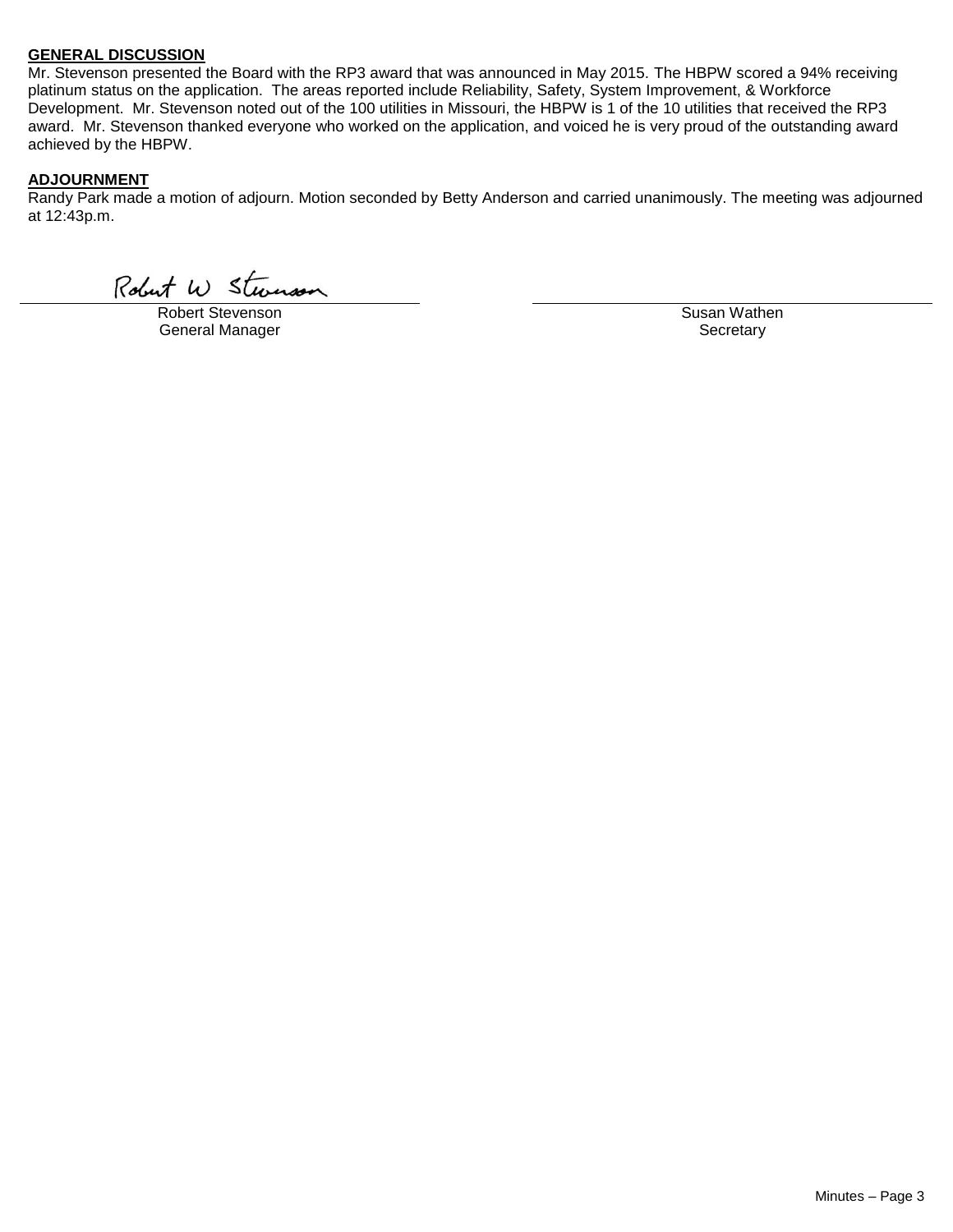## GENERAL DISCUSSION

Mr. Stevenson presented the Board with the RP3 award that was announced in May 2015. The HBPW scored a 94% receiving platinum status on the application. The areas reported include Reliability, Safety, System Improvement, & Workforce Development. Mr. Stevenson noted out of the 100 utilities in Missouri, the HBPW is 1 of the 10 utilities that received the RP3 award. Mr. Stevenson thanked everyone who worked on the application, and voiced he is very proud of the outstanding award achieved by the HBPW.

## ADJOURNMENT

Randy Park made a motion of adjourn. Motion seconded by Betty Anderson and carried unanimously. The meeting was adjourned at 12:43p.m.

Robert W Stevenson

Robert Stevenson
General Manager

Susan Wathen
Secretary